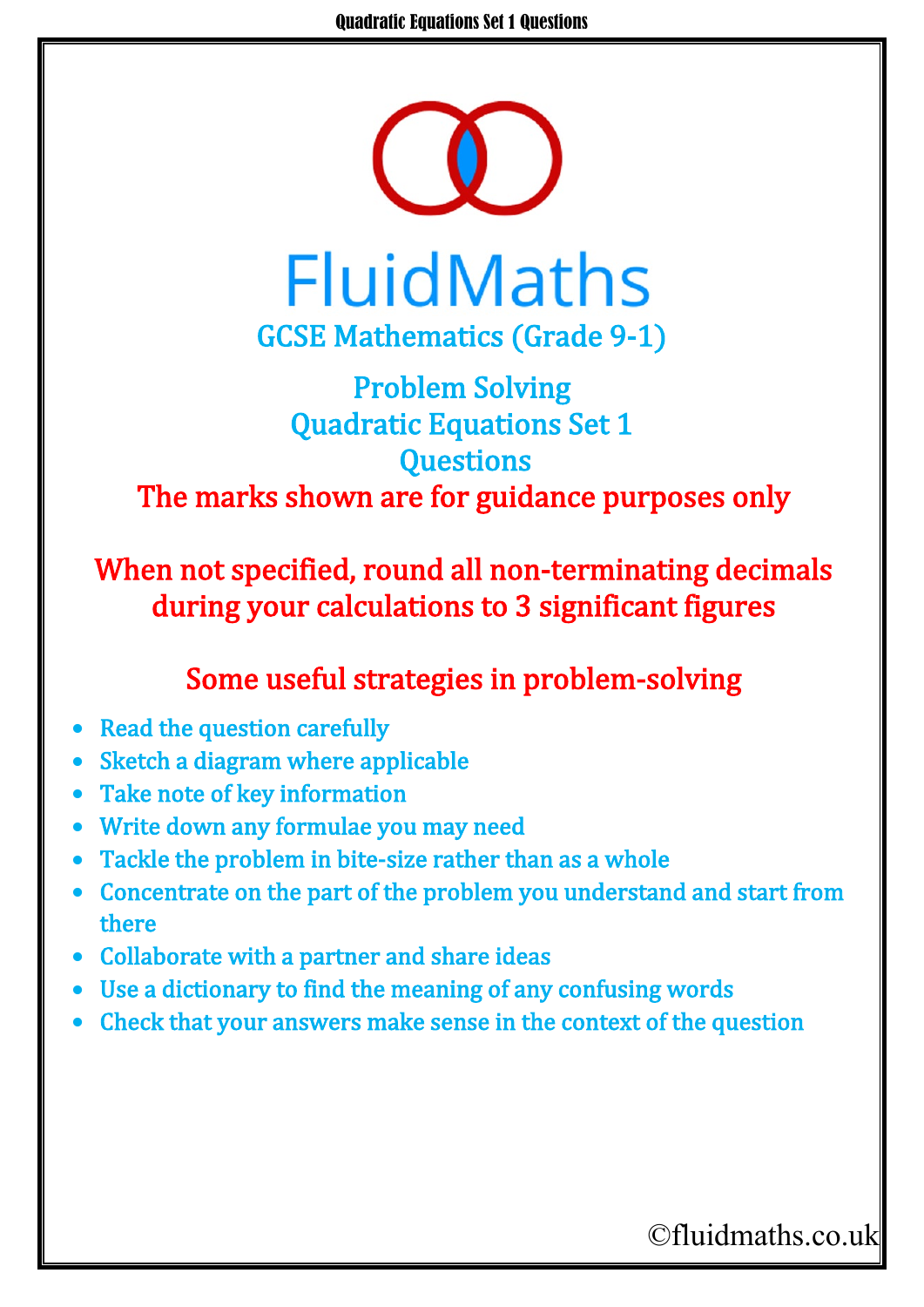# FluidMaths

## GCSE Mathematics (Grade 9-1)

## Problem Solving
## Quadratic Equations Set 1
## Questions

**The marks shown are for guidance purposes only**

**When not specified, round all non-terminating decimals during your calculations to 3 significant figures**

### Some useful strategies in problem-solving

- Read the question carefully
- Sketch a diagram where applicable
- Take note of key information
- Write down any formulae you may need
- Tackle the problem in bite-size rather than as a whole
- Concentrate on the part of the problem you understand and start from there
- Collaborate with a partner and share ideas
- Use a dictionary to find the meaning of any confusing words
- Check that your answers make sense in the context of the question

©fluidmaths.co.uk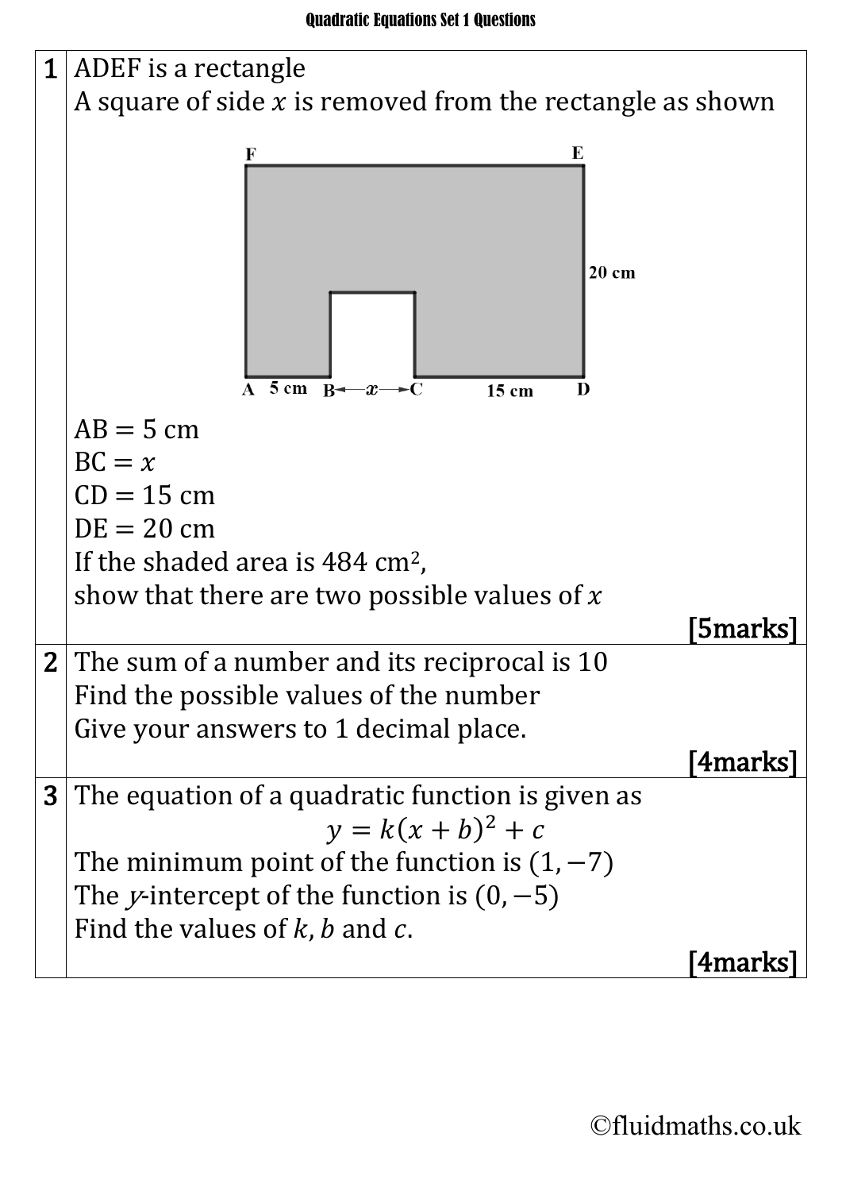# Quadratic Equations Set 1 Questions

**1** ADEF is a rectangle

A square of side $x$ is removed from the rectangle as shown

AB $= 5$ cm
BC $= x$
CD $= 15$ cm
DE $= 20$ cm

If the shaded area is 484 cm$^2$,
show that there are two possible values of $x$

**[5marks]**

**2** The sum of a number and its reciprocal is 10
Find the possible values of the number
Give your answers to 1 decimal place.

**[4marks]**

**3** The equation of a quadratic function is given as

$$y = k(x + b)^2 + c$$

The minimum point of the function is $(1, -7)$
The $y$-intercept of the function is $(0, -5)$
Find the values of $k$, $b$ and $c$.

**[4marks]**

©fluidmaths.co.uk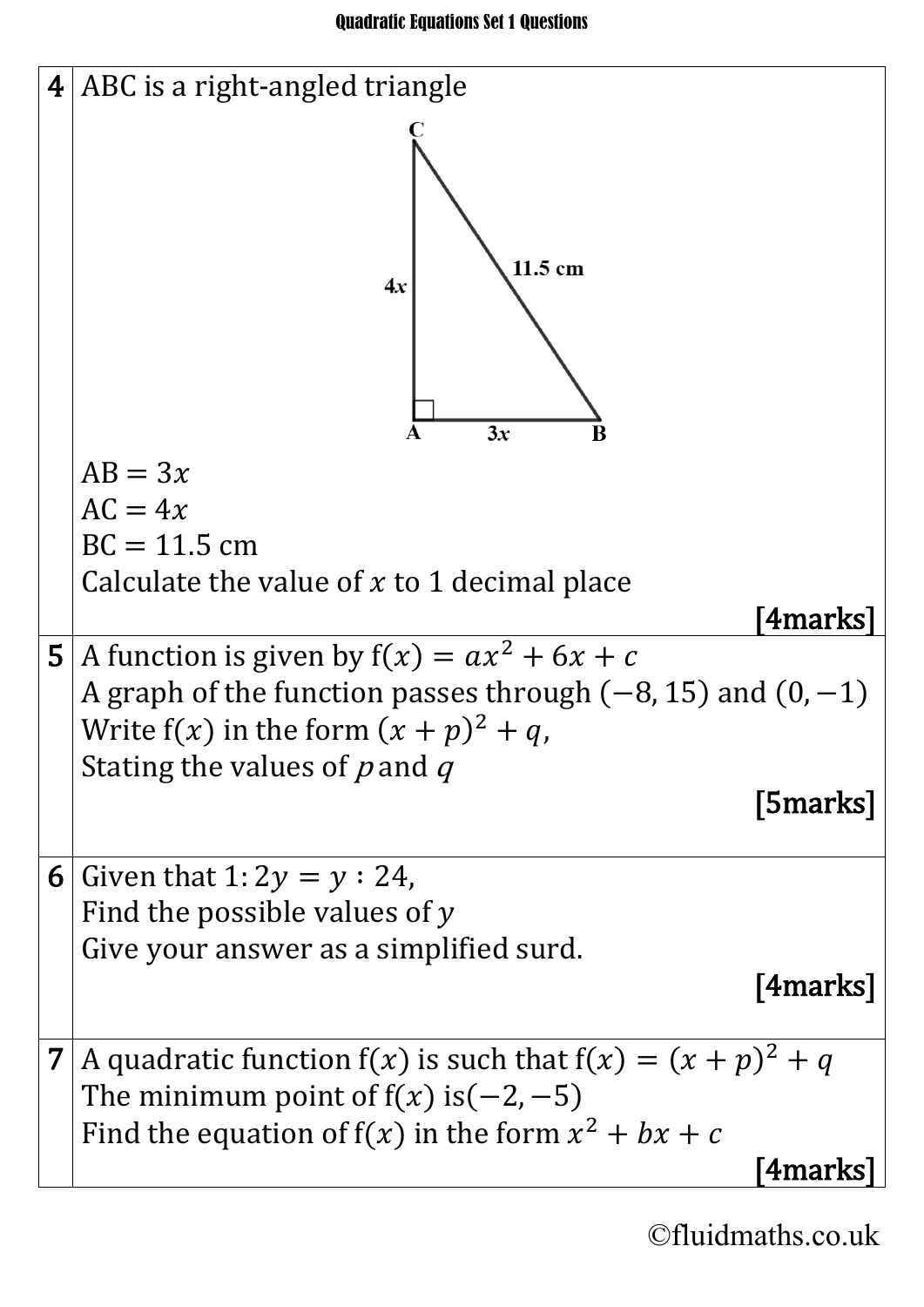**4** ABC is a right-angled triangle

$AB = 3x$
$AC = 4x$
$BC = 11.5$ cm
Calculate the value of $x$ to 1 decimal place

**[4marks]**

**5** A function is given by $f(x) = ax^2 + 6x + c$
A graph of the function passes through $(-8, 15)$ and $(0, -1)$
Write $f(x)$ in the form $(x + p)^2 + q$,
Stating the values of $p$ and $q$

**[5marks]**

**6** Given that $1 : 2y = y : 24$,
Find the possible values of $y$
Give your answer as a simplified surd.

**[4marks]**

**7** A quadratic function $f(x)$ is such that $f(x) = (x + p)^2 + q$
The minimum point of $f(x)$ is $(-2, -5)$
Find the equation of $f(x)$ in the form $x^2 + bx + c$

**[4marks]**

©fluidmaths.co.uk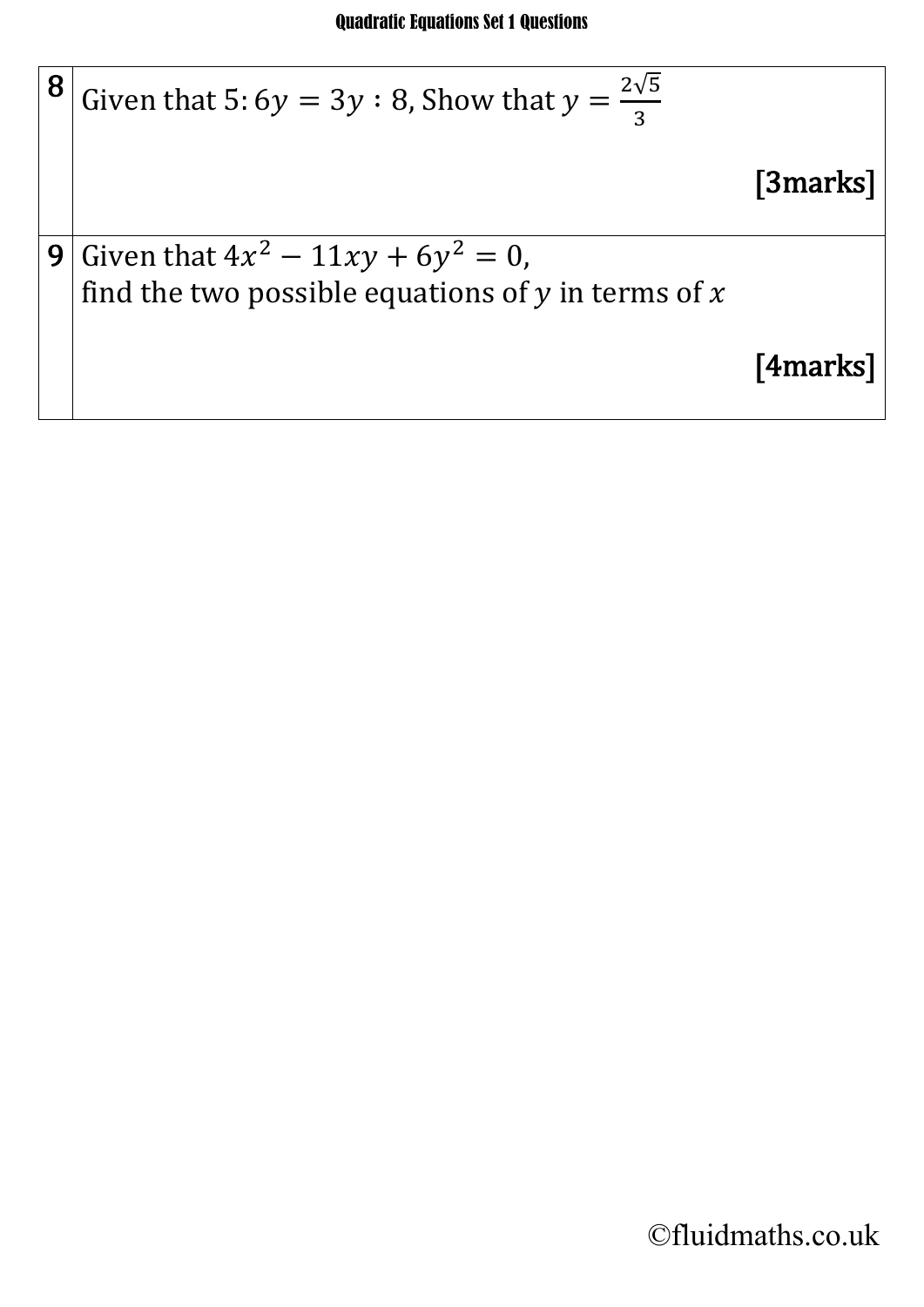| | |
|---|---|
| 8 | Given that $5:6y = 3y : 8$, Show that $y = \frac{2\sqrt{5}}{3}$<br><br>[3marks] |
| 9 | Given that $4x^2 - 11xy + 6y^2 = 0$,<br>find the two possible equations of $y$ in terms of $x$<br><br>[4marks] |

©fluidmaths.co.uk